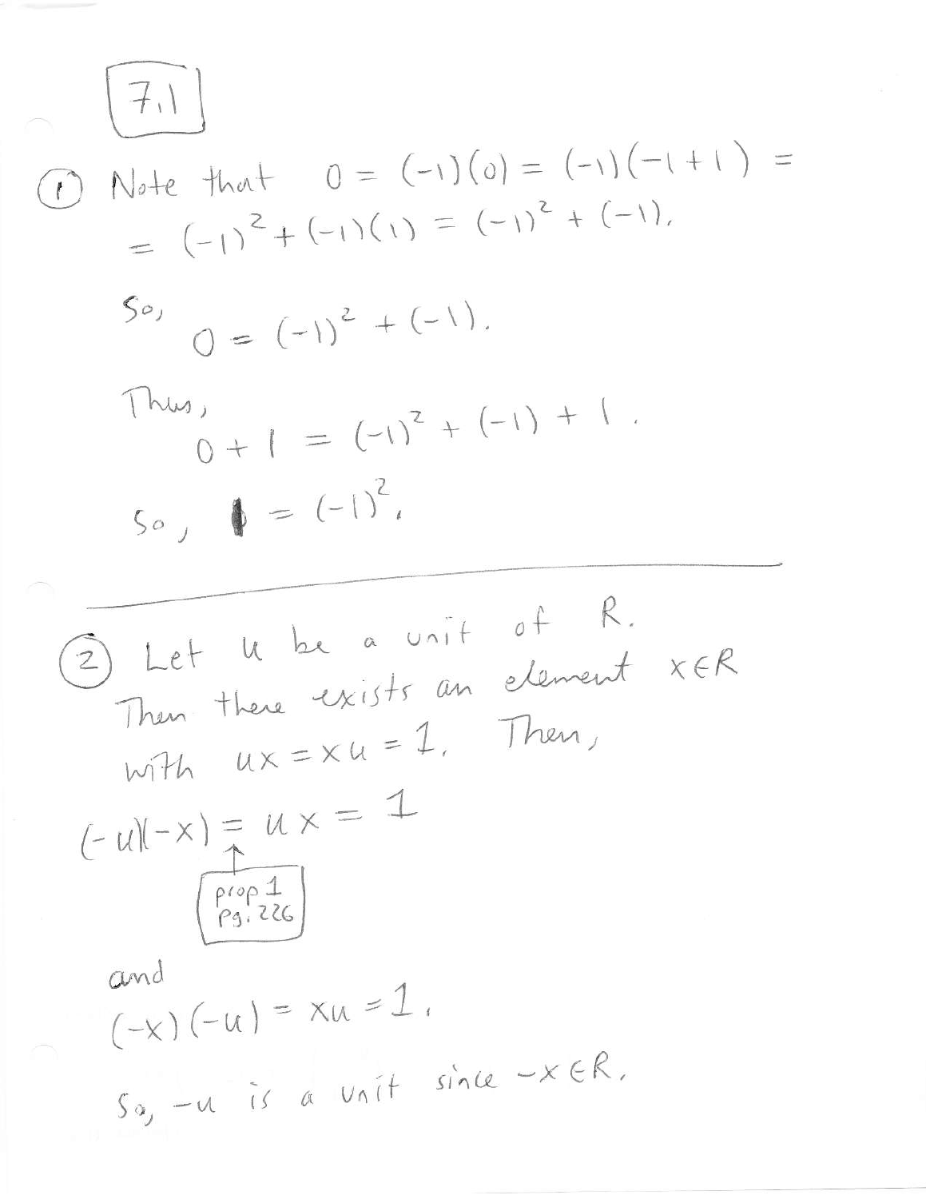# 7.1

(1) Note that $0 = (-1)(0) = (-1)(-1+1) =$
$= (-1)^2 + (-1)(1) = (-1)^2 + (-1)$.

So,

$$0 = (-1)^2 + (-1).$$

Thus,

$$0 + 1 = (-1)^2 + (-1) + 1.$$

So, $1 = (-1)^2$.

---

(2) Let $u$ be a unit of $R$.
Then there exists an element $x \in R$
with $ux = xu = 1$. Then,

$$(-u)(-x) = ux = 1$$

↑ prop 1 Pg. 226

and

$$(-x)(-u) = xu = 1.$$

So, $-u$ is a unit since $-x \in R$.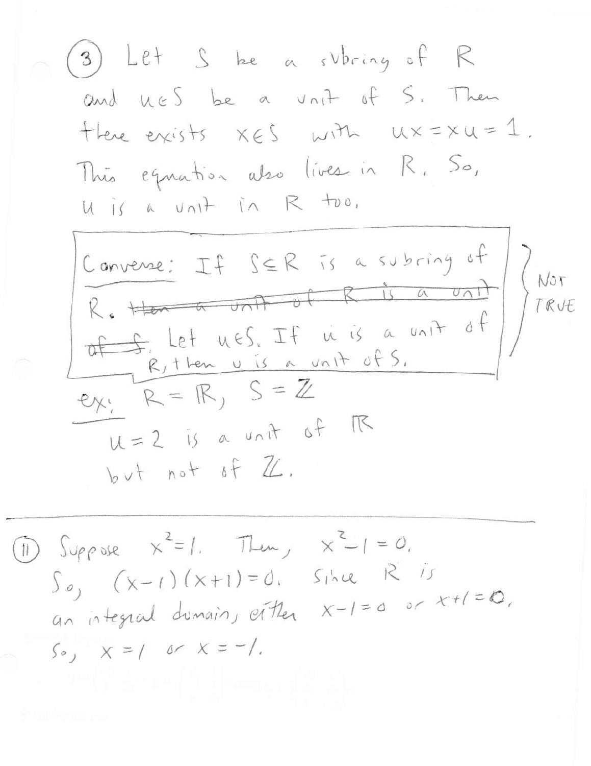(3) Let $S$ be a subring of $R$ and $u \in S$ be a unit of $S$. Then there exists $x \in S$ with $ux = xu = 1$. This equation also lives in $R$. So, $u$ is a unit in $R$ too.

> Converse: If $S \subseteq R$ is a subring of $R$. ~~then a unit of R is a unit of S.~~ Let $u \in S$. If $u$ is a unit of $R$, then $u$ is a unit of $S$.

} NOT TRUE

ex: $R = \mathbb{R}$, $S = \mathbb{Z}$

$u = 2$ is a unit of $\mathbb{R}$ but not of $\mathbb{Z}$.

---

(11) Suppose $x^2 = 1$. Then, $x^2 - 1 = 0$. So, $(x-1)(x+1) = 0$. Since $R$ is an integral domain, either $x - 1 = 0$ or $x + 1 = 0$. So, $x = 1$ or $x = -1$.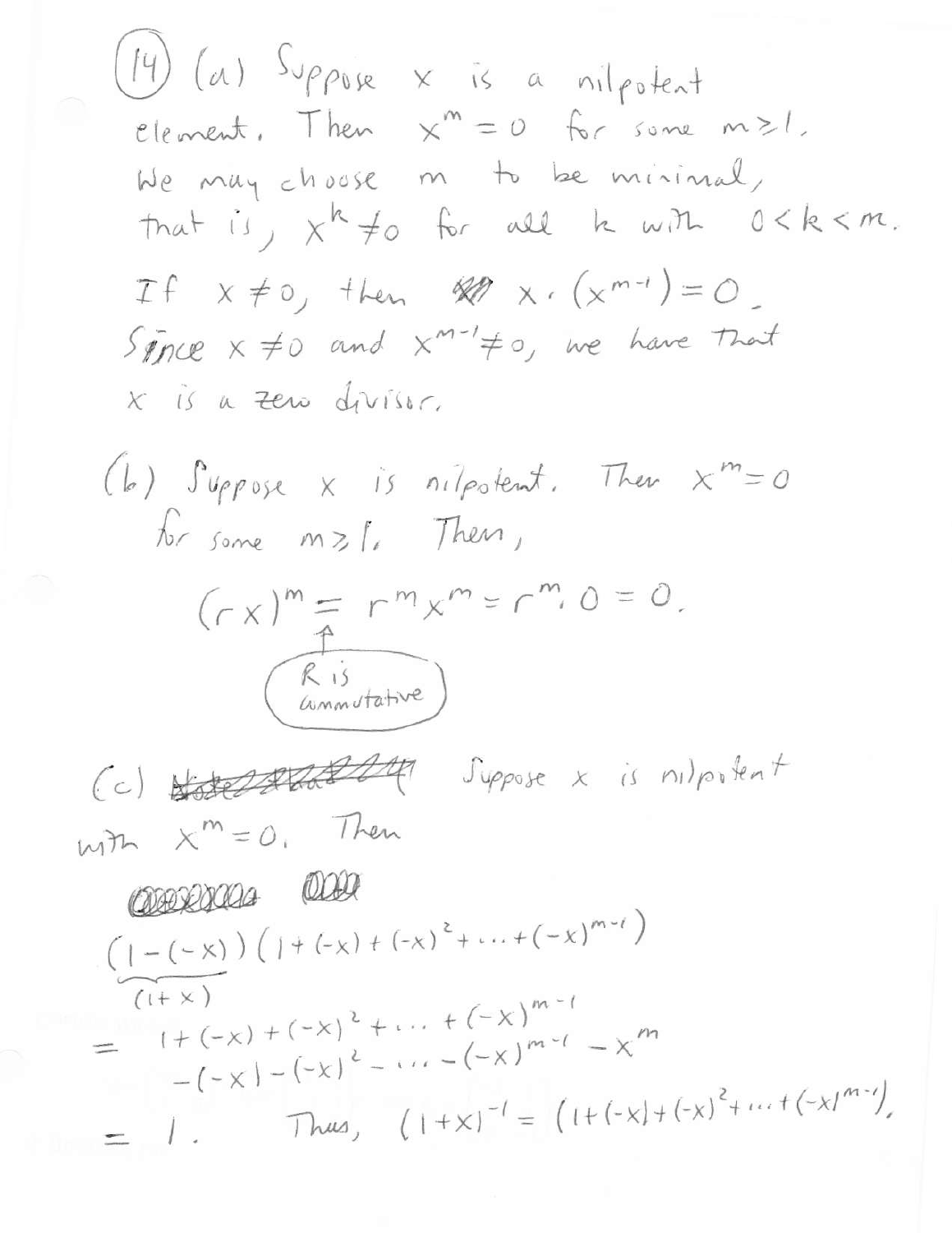(14) (a) Suppose $x$ is a nilpotent element. Then $x^m = 0$ for some $m \geq 1$. We may choose $m$ to be minimal, that is, $x^k \neq 0$ for all $k$ with $0 < k < m$.

If $x \neq 0$, then $x \cdot (x^{m-1}) = 0$. Since $x \neq 0$ and $x^{m-1} \neq 0$, we have that $x$ is a zero divisor.

(b) Suppose $x$ is nilpotent. Then $x^m = 0$ for some $m \geq 1$. Then,

$$(rx)^m = r^m x^m = r^m \cdot 0 = 0.$$

↑ R is commutative

(c) Suppose $x$ is nilpotent with $x^m = 0$. Then

$$\underbrace{(1-(-x))}_{(1+x)}\left(1+(-x)+(-x)^2+\dots+(-x)^{m-1}\right)$$

$$= 1+(-x)+(-x)^2+\dots+(-x)^{m-1} - (-x)-(-x)^2-\dots-(-x)^{m-1} - x^m$$

$$= 1.$$ Thus, $(1+x)^{-1} = \left(1+(-x)+(-x)^2+\dots+(-x)^{m-1}\right)$.